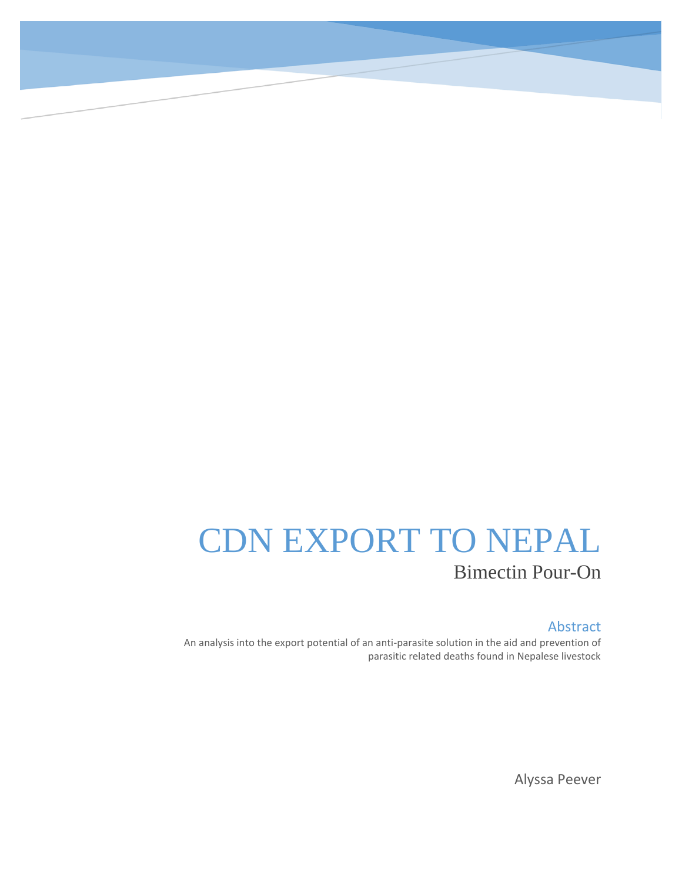# CDN EXPORT TO NEPAL

## Bimectin Pour-On

### Abstract

An analysis into the export potential of an anti-parasite solution in the aid and prevention of parasitic related deaths found in Nepalese livestock

Alyssa Peever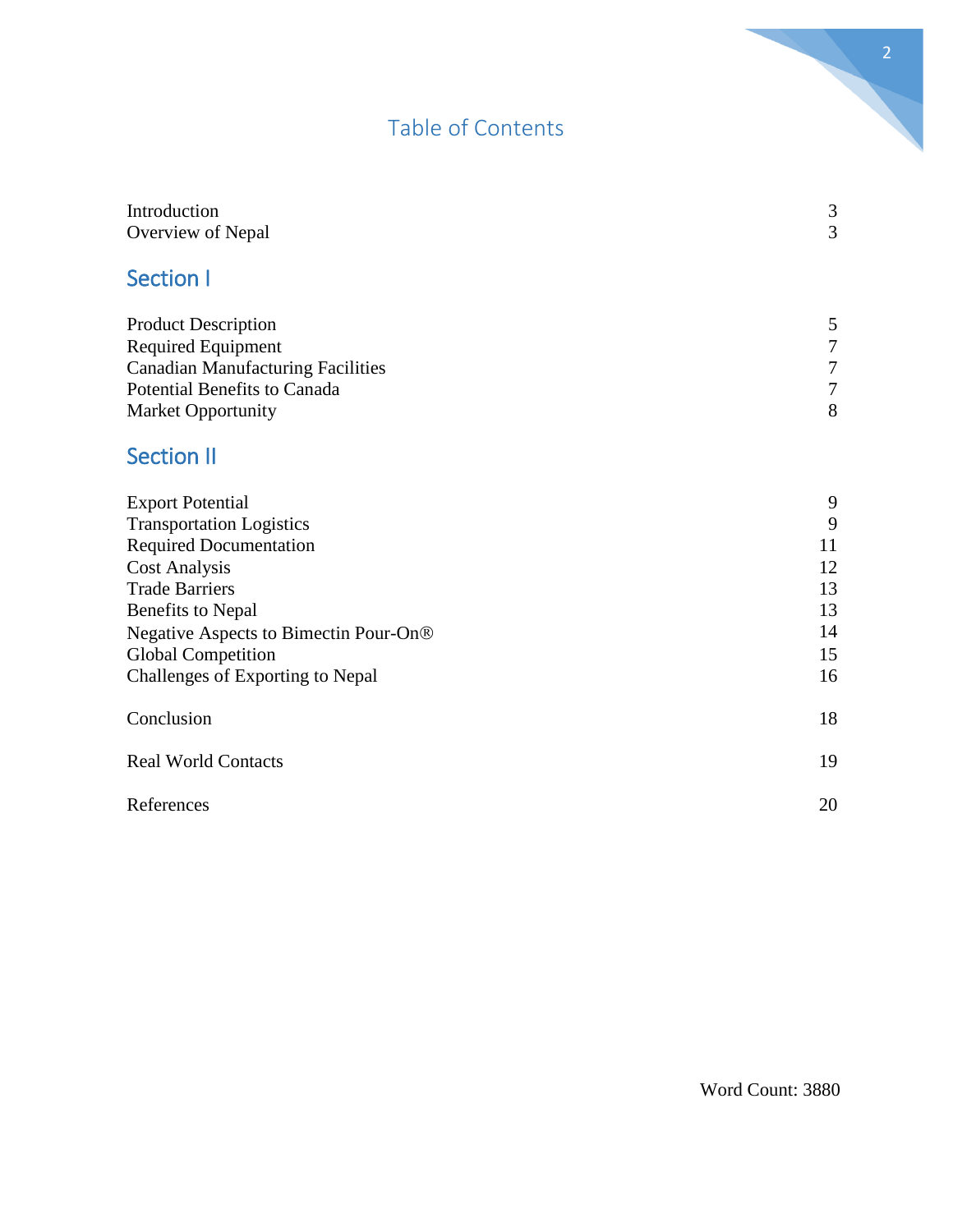# Table of Contents

| | |
|---|---|
| Introduction | 3 |
| Overview of Nepal | 3 |

## Section I

| | |
|---|---|
| Product Description | 5 |
| Required Equipment | 7 |
| Canadian Manufacturing Facilities | 7 |
| Potential Benefits to Canada | 7 |
| Market Opportunity | 8 |

## Section II

| | |
|---|---|
| Export Potential | 9 |
| Transportation Logistics | 9 |
| Required Documentation | 11 |
| Cost Analysis | 12 |
| Trade Barriers | 13 |
| Benefits to Nepal | 13 |
| Negative Aspects to Bimectin Pour-On® | 14 |
| Global Competition | 15 |
| Challenges of Exporting to Nepal | 16 |
| Conclusion | 18 |
| Real World Contacts | 19 |
| References | 20 |

Word Count: 3880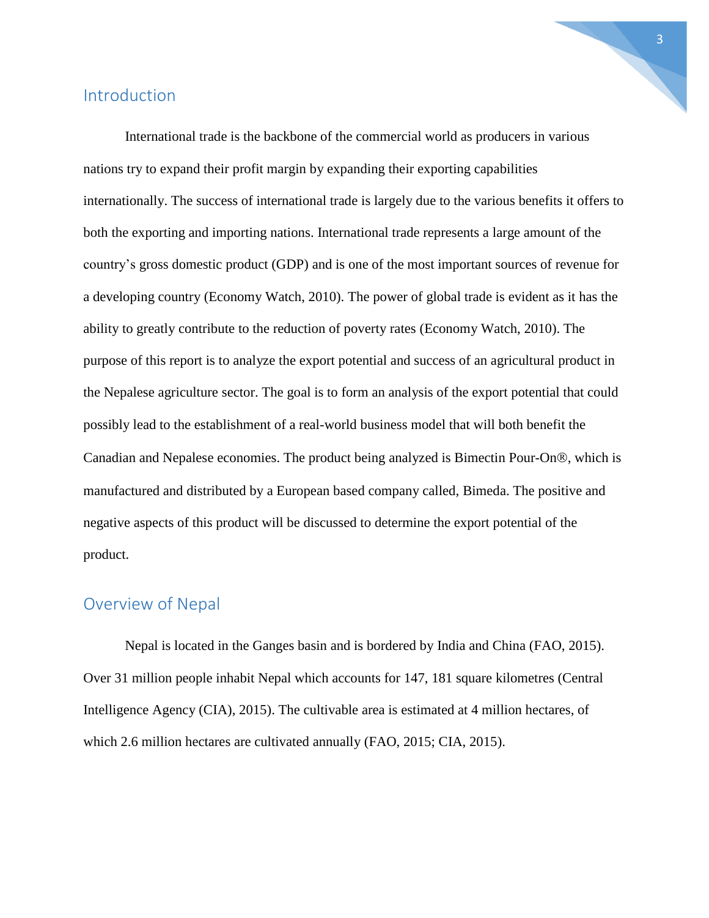## Introduction

International trade is the backbone of the commercial world as producers in various nations try to expand their profit margin by expanding their exporting capabilities internationally. The success of international trade is largely due to the various benefits it offers to both the exporting and importing nations. International trade represents a large amount of the country's gross domestic product (GDP) and is one of the most important sources of revenue for a developing country (Economy Watch, 2010). The power of global trade is evident as it has the ability to greatly contribute to the reduction of poverty rates (Economy Watch, 2010). The purpose of this report is to analyze the export potential and success of an agricultural product in the Nepalese agriculture sector. The goal is to form an analysis of the export potential that could possibly lead to the establishment of a real-world business model that will both benefit the Canadian and Nepalese economies. The product being analyzed is Bimectin Pour-On®, which is manufactured and distributed by a European based company called, Bimeda. The positive and negative aspects of this product will be discussed to determine the export potential of the product.

## Overview of Nepal

Nepal is located in the Ganges basin and is bordered by India and China (FAO, 2015). Over 31 million people inhabit Nepal which accounts for 147, 181 square kilometres (Central Intelligence Agency (CIA), 2015). The cultivable area is estimated at 4 million hectares, of which 2.6 million hectares are cultivated annually (FAO, 2015; CIA, 2015).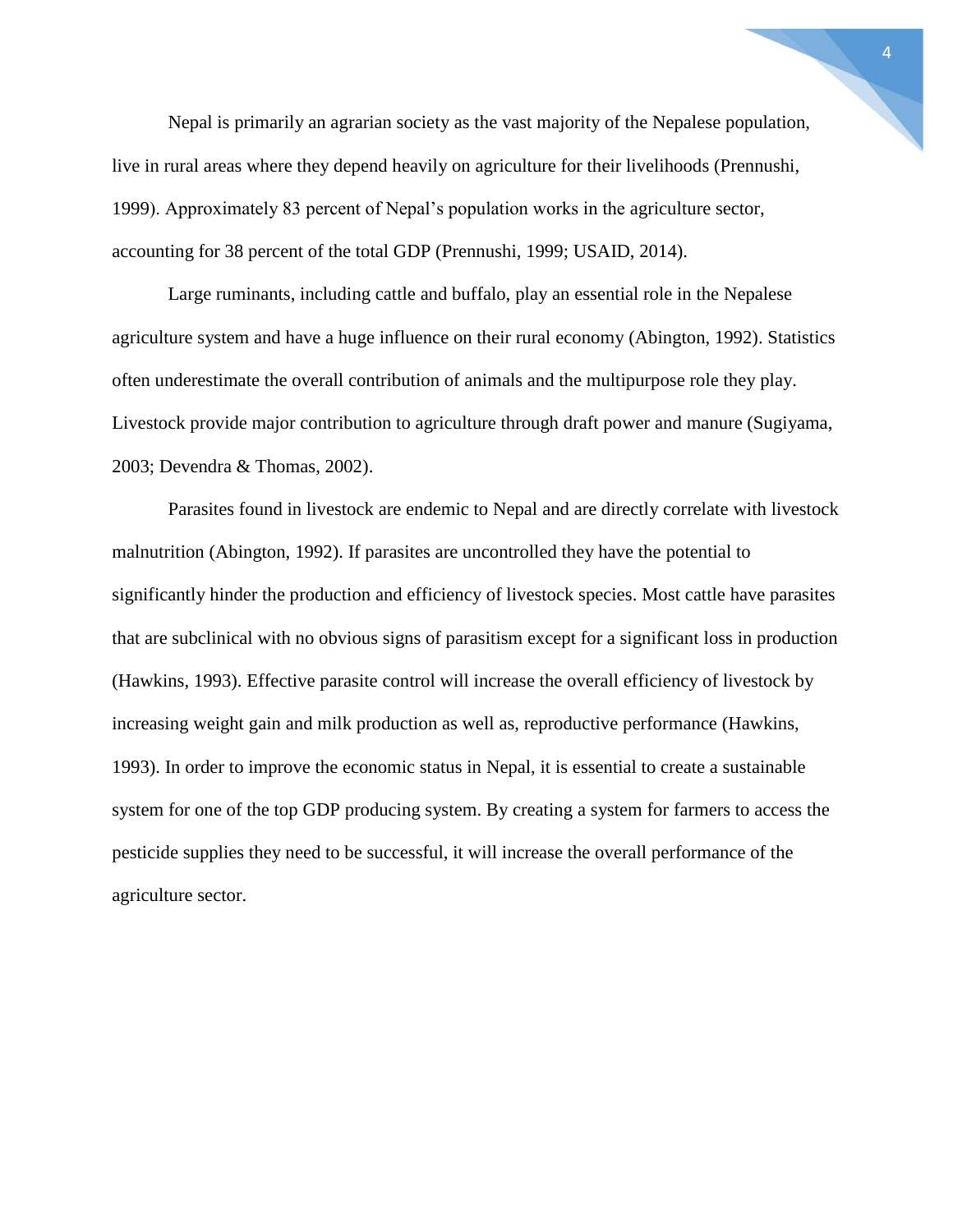Nepal is primarily an agrarian society as the vast majority of the Nepalese population, live in rural areas where they depend heavily on agriculture for their livelihoods (Prennushi, 1999). Approximately 83 percent of Nepal's population works in the agriculture sector, accounting for 38 percent of the total GDP (Prennushi, 1999; USAID, 2014).

Large ruminants, including cattle and buffalo, play an essential role in the Nepalese agriculture system and have a huge influence on their rural economy (Abington, 1992). Statistics often underestimate the overall contribution of animals and the multipurpose role they play. Livestock provide major contribution to agriculture through draft power and manure (Sugiyama, 2003; Devendra & Thomas, 2002).

Parasites found in livestock are endemic to Nepal and are directly correlate with livestock malnutrition (Abington, 1992). If parasites are uncontrolled they have the potential to significantly hinder the production and efficiency of livestock species. Most cattle have parasites that are subclinical with no obvious signs of parasitism except for a significant loss in production (Hawkins, 1993). Effective parasite control will increase the overall efficiency of livestock by increasing weight gain and milk production as well as, reproductive performance (Hawkins, 1993). In order to improve the economic status in Nepal, it is essential to create a sustainable system for one of the top GDP producing system. By creating a system for farmers to access the pesticide supplies they need to be successful, it will increase the overall performance of the agriculture sector.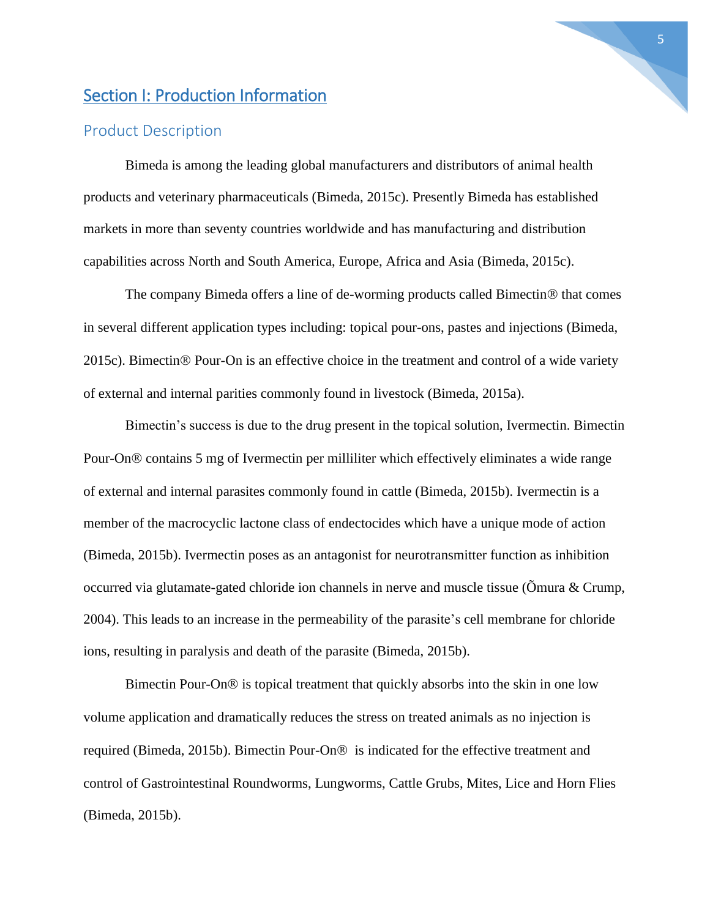## Section I: Production Information

### Product Description

Bimeda is among the leading global manufacturers and distributors of animal health products and veterinary pharmaceuticals (Bimeda, 2015c). Presently Bimeda has established markets in more than seventy countries worldwide and has manufacturing and distribution capabilities across North and South America, Europe, Africa and Asia (Bimeda, 2015c).

The company Bimeda offers a line of de-worming products called Bimectin® that comes in several different application types including: topical pour-ons, pastes and injections (Bimeda, 2015c). Bimectin® Pour-On is an effective choice in the treatment and control of a wide variety of external and internal parities commonly found in livestock (Bimeda, 2015a).

Bimectin's success is due to the drug present in the topical solution, Ivermectin. Bimectin Pour-On® contains 5 mg of Ivermectin per milliliter which effectively eliminates a wide range of external and internal parasites commonly found in cattle (Bimeda, 2015b). Ivermectin is a member of the macrocyclic lactone class of endectocides which have a unique mode of action (Bimeda, 2015b). Ivermectin poses as an antagonist for neurotransmitter function as inhibition occurred via glutamate-gated chloride ion channels in nerve and muscle tissue (Õmura & Crump, 2004). This leads to an increase in the permeability of the parasite's cell membrane for chloride ions, resulting in paralysis and death of the parasite (Bimeda, 2015b).

Bimectin Pour-On® is topical treatment that quickly absorbs into the skin in one low volume application and dramatically reduces the stress on treated animals as no injection is required (Bimeda, 2015b). Bimectin Pour-On® is indicated for the effective treatment and control of Gastrointestinal Roundworms, Lungworms, Cattle Grubs, Mites, Lice and Horn Flies (Bimeda, 2015b).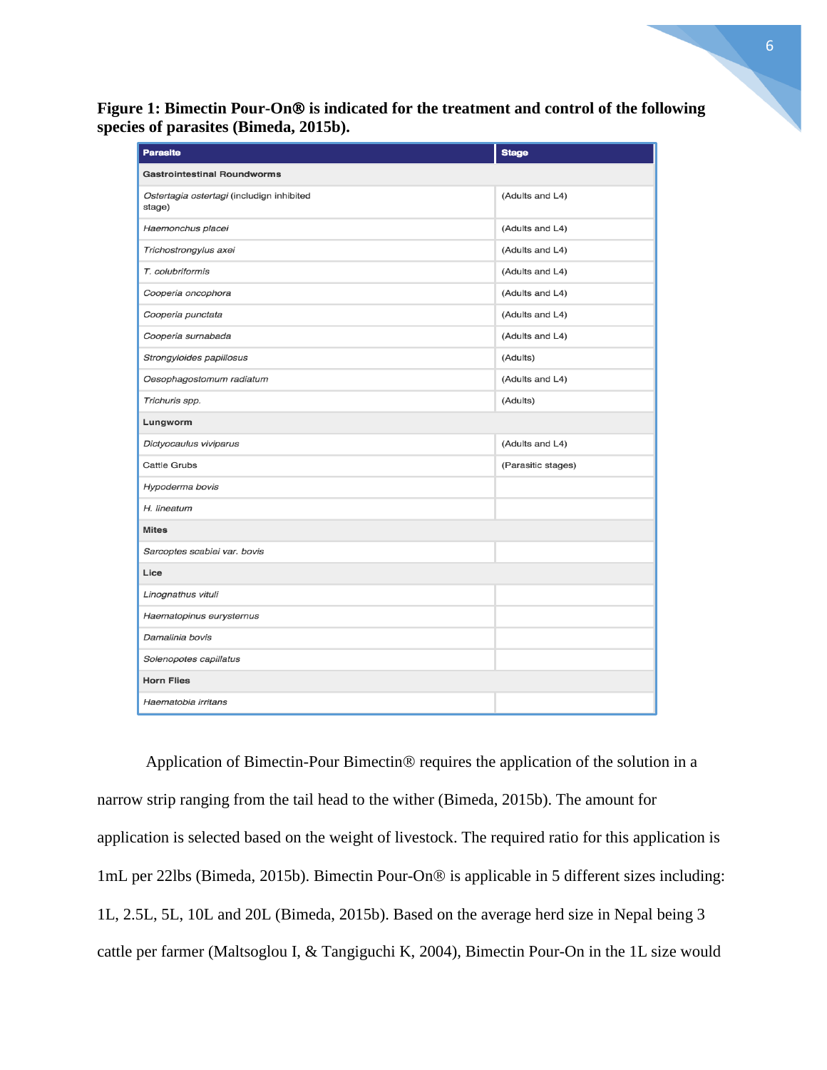**Figure 1: Bimectin Pour-On® is indicated for the treatment and control of the following species of parasites (Bimeda, 2015b).**

| Parasite | Stage |
|---|---|
| **Gastrointestinal Roundworms** | |
| *Ostertagia ostertagi* (includign inhibited stage) | (Adults and L4) |
| *Haemonchus placei* | (Adults and L4) |
| *Trichostrongylus axei* | (Adults and L4) |
| *T. colubriformis* | (Adults and L4) |
| *Cooperia oncophora* | (Adults and L4) |
| *Cooperia punctata* | (Adults and L4) |
| *Cooperia surnabada* | (Adults and L4) |
| *Strongyloides papillosus* | (Adults) |
| *Oesophagostomum radiatum* | (Adults and L4) |
| *Trichuris spp.* | (Adults) |
| **Lungworm** | |
| *Dictyocaulus viviparus* | (Adults and L4) |
| Cattle Grubs | (Parasitic stages) |
| *Hypoderma bovis* | |
| *H. lineatum* | |
| **Mites** | |
| *Sarcoptes scabiei var. bovis* | |
| **Lice** | |
| *Linognathus vituli* | |
| *Haematopinus eurysternus* | |
| *Damalinia bovis* | |
| *Solenopotes capillatus* | |
| **Horn Flies** | |
| *Haematobia irritans* | |

Application of Bimectin-Pour Bimectin® requires the application of the solution in a narrow strip ranging from the tail head to the wither (Bimeda, 2015b). The amount for application is selected based on the weight of livestock. The required ratio for this application is 1mL per 22lbs (Bimeda, 2015b). Bimectin Pour-On® is applicable in 5 different sizes including: 1L, 2.5L, 5L, 10L and 20L (Bimeda, 2015b). Based on the average herd size in Nepal being 3 cattle per farmer (Maltsoglou I, & Tangiguchi K, 2004), Bimectin Pour-On in the 1L size would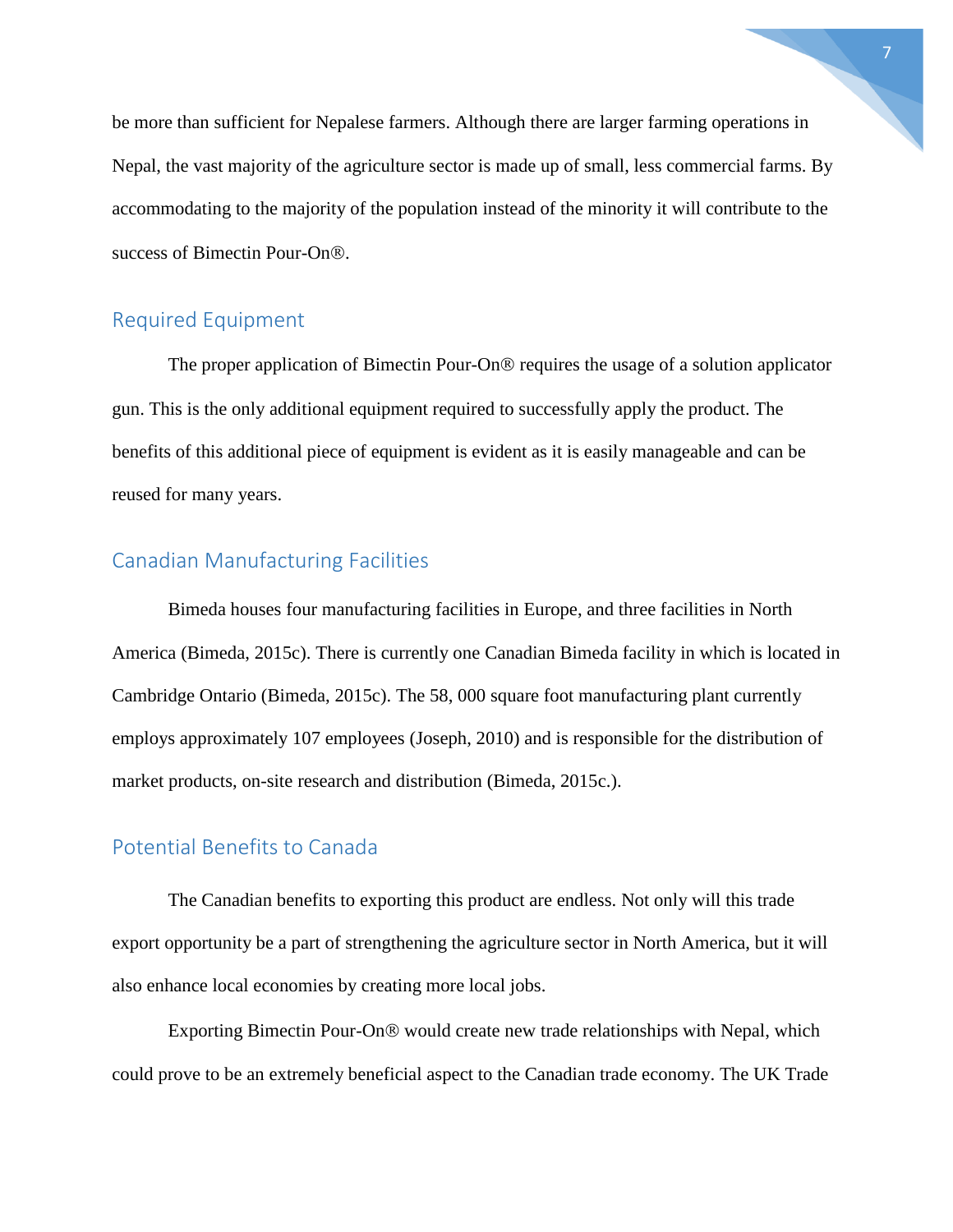be more than sufficient for Nepalese farmers. Although there are larger farming operations in Nepal, the vast majority of the agriculture sector is made up of small, less commercial farms. By accommodating to the majority of the population instead of the minority it will contribute to the success of Bimectin Pour-On®.

## Required Equipment

The proper application of Bimectin Pour-On® requires the usage of a solution applicator gun. This is the only additional equipment required to successfully apply the product. The benefits of this additional piece of equipment is evident as it is easily manageable and can be reused for many years.

## Canadian Manufacturing Facilities

Bimeda houses four manufacturing facilities in Europe, and three facilities in North America (Bimeda, 2015c). There is currently one Canadian Bimeda facility in which is located in Cambridge Ontario (Bimeda, 2015c). The 58, 000 square foot manufacturing plant currently employs approximately 107 employees (Joseph, 2010) and is responsible for the distribution of market products, on-site research and distribution (Bimeda, 2015c.).

## Potential Benefits to Canada

The Canadian benefits to exporting this product are endless. Not only will this trade export opportunity be a part of strengthening the agriculture sector in North America, but it will also enhance local economies by creating more local jobs.

Exporting Bimectin Pour-On® would create new trade relationships with Nepal, which could prove to be an extremely beneficial aspect to the Canadian trade economy. The UK Trade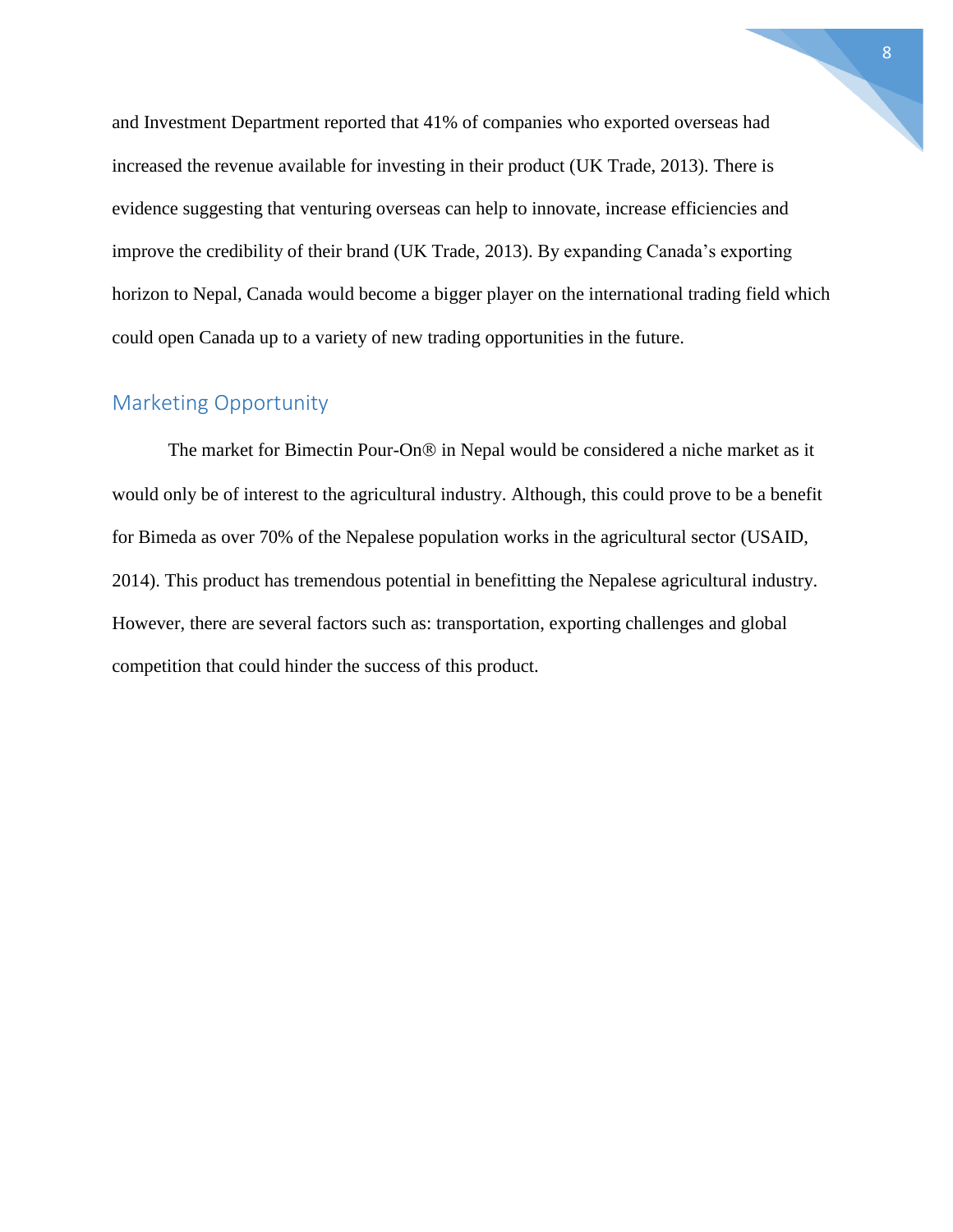and Investment Department reported that 41% of companies who exported overseas had increased the revenue available for investing in their product (UK Trade, 2013). There is evidence suggesting that venturing overseas can help to innovate, increase efficiencies and improve the credibility of their brand (UK Trade, 2013). By expanding Canada's exporting horizon to Nepal, Canada would become a bigger player on the international trading field which could open Canada up to a variety of new trading opportunities in the future.

## Marketing Opportunity

The market for Bimectin Pour-On® in Nepal would be considered a niche market as it would only be of interest to the agricultural industry. Although, this could prove to be a benefit for Bimeda as over 70% of the Nepalese population works in the agricultural sector (USAID, 2014). This product has tremendous potential in benefitting the Nepalese agricultural industry. However, there are several factors such as: transportation, exporting challenges and global competition that could hinder the success of this product.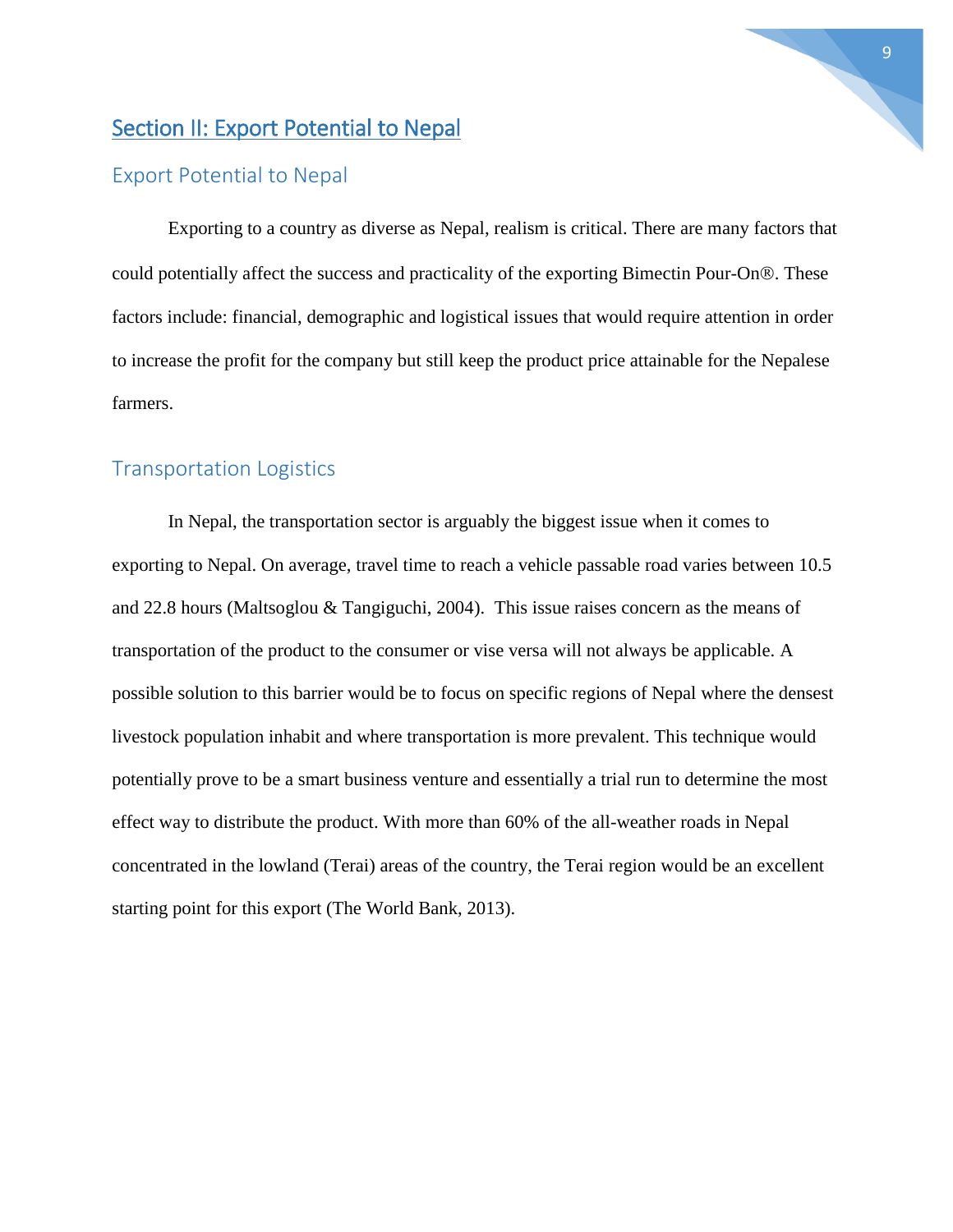## Section II: Export Potential to Nepal

### Export Potential to Nepal

Exporting to a country as diverse as Nepal, realism is critical. There are many factors that could potentially affect the success and practicality of the exporting Bimectin Pour-On®. These factors include: financial, demographic and logistical issues that would require attention in order to increase the profit for the company but still keep the product price attainable for the Nepalese farmers.

### Transportation Logistics

In Nepal, the transportation sector is arguably the biggest issue when it comes to exporting to Nepal. On average, travel time to reach a vehicle passable road varies between 10.5 and 22.8 hours (Maltsoglou & Tangiguchi, 2004). This issue raises concern as the means of transportation of the product to the consumer or vise versa will not always be applicable. A possible solution to this barrier would be to focus on specific regions of Nepal where the densest livestock population inhabit and where transportation is more prevalent. This technique would potentially prove to be a smart business venture and essentially a trial run to determine the most effect way to distribute the product. With more than 60% of the all-weather roads in Nepal concentrated in the lowland (Terai) areas of the country, the Terai region would be an excellent starting point for this export (The World Bank, 2013).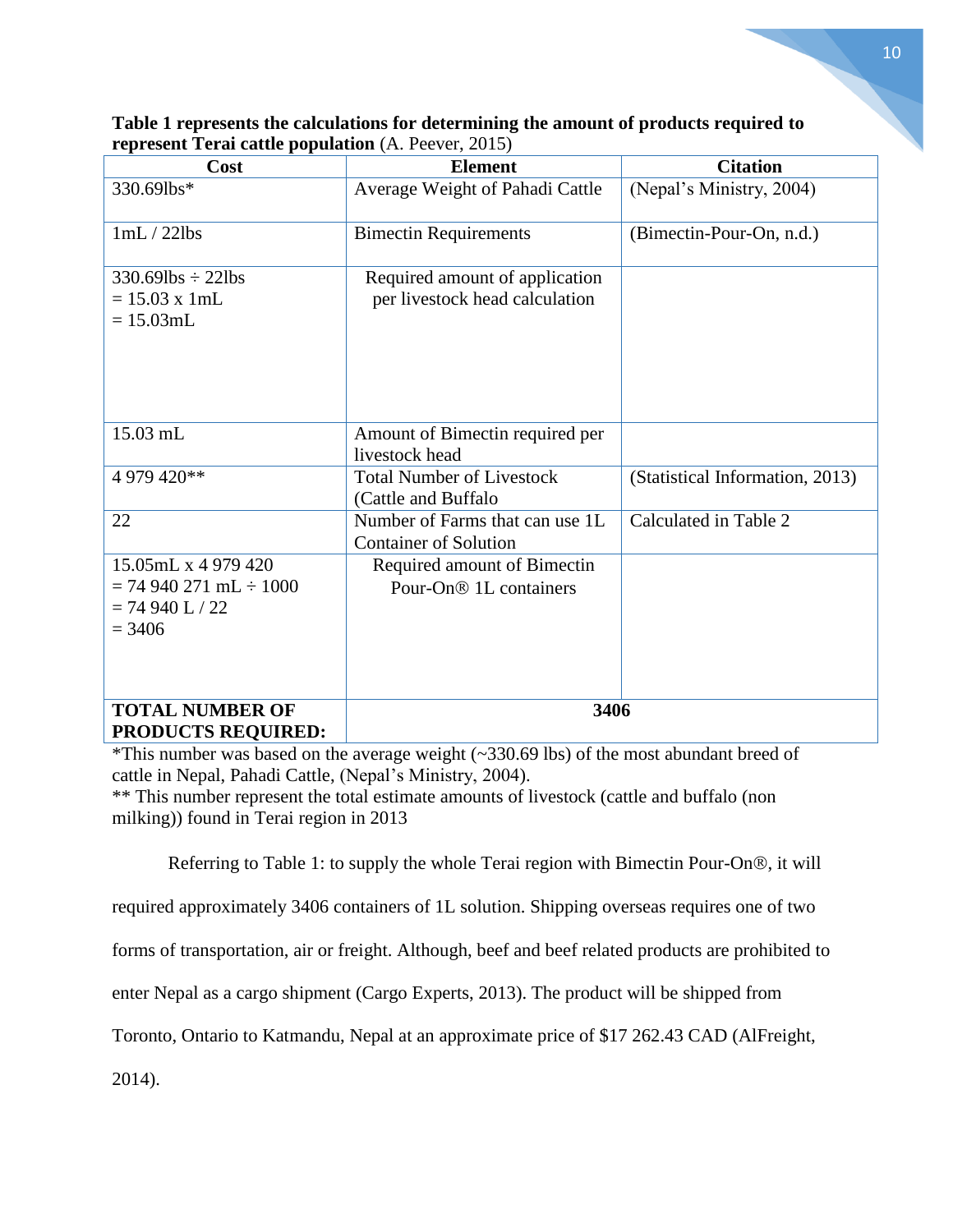**Table 1 represents the calculations for determining the amount of products required to represent Terai cattle population** (A. Peever, 2015)

| Cost | Element | Citation |
|---|---|---|
| 330.69lbs* | Average Weight of Pahadi Cattle | (Nepal's Ministry, 2004) |
| 1mL / 22lbs | Bimectin Requirements | (Bimectin-Pour-On, n.d.) |
| 330.69lbs ÷ 22lbs<br>= 15.03 x 1mL<br>= 15.03mL | Required amount of application per livestock head calculation | |
| 15.03 mL | Amount of Bimectin required per livestock head | |
| 4 979 420** | Total Number of Livestock (Cattle and Buffalo | (Statistical Information, 2013) |
| 22 | Number of Farms that can use 1L Container of Solution | Calculated in Table 2 |
| 15.05mL x 4 979 420<br>= 74 940 271 mL ÷ 1000<br>= 74 940 L / 22<br>= 3406 | Required amount of Bimectin Pour-On® 1L containers | |
| **TOTAL NUMBER OF PRODUCTS REQUIRED:** | **3406** | |

*This number was based on the average weight (~330.69 lbs) of the most abundant breed of cattle in Nepal, Pahadi Cattle, (Nepal's Ministry, 2004).
** This number represent the total estimate amounts of livestock (cattle and buffalo (non milking)) found in Terai region in 2013

Referring to Table 1: to supply the whole Terai region with Bimectin Pour-On®, it will required approximately 3406 containers of 1L solution. Shipping overseas requires one of two forms of transportation, air or freight. Although, beef and beef related products are prohibited to enter Nepal as a cargo shipment (Cargo Experts, 2013). The product will be shipped from Toronto, Ontario to Katmandu, Nepal at an approximate price of $17 262.43 CAD (AlFreight, 2014).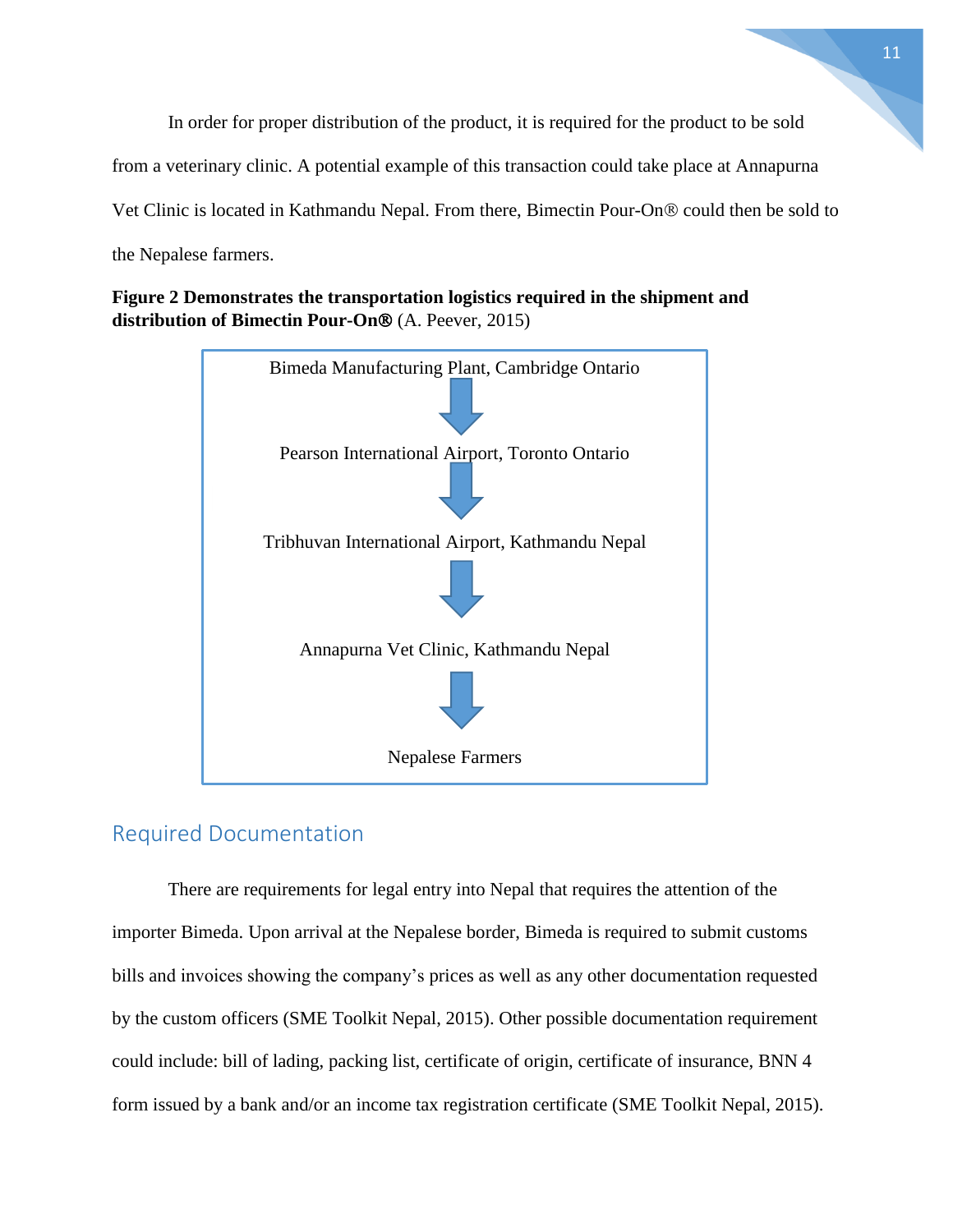In order for proper distribution of the product, it is required for the product to be sold from a veterinary clinic. A potential example of this transaction could take place at Annapurna Vet Clinic is located in Kathmandu Nepal. From there, Bimectin Pour-On® could then be sold to the Nepalese farmers.

**Figure 2 Demonstrates the transportation logistics required in the shipment and distribution of Bimectin Pour-On®** (A. Peever, 2015)

Bimeda Manufacturing Plant, Cambridge Ontario

↓

Pearson International Airport, Toronto Ontario

↓

Tribhuvan International Airport, Kathmandu Nepal

↓

Annapurna Vet Clinic, Kathmandu Nepal

↓

Nepalese Farmers

## Required Documentation

There are requirements for legal entry into Nepal that requires the attention of the importer Bimeda. Upon arrival at the Nepalese border, Bimeda is required to submit customs bills and invoices showing the company's prices as well as any other documentation requested by the custom officers (SME Toolkit Nepal, 2015). Other possible documentation requirement could include: bill of lading, packing list, certificate of origin, certificate of insurance, BNN 4 form issued by a bank and/or an income tax registration certificate (SME Toolkit Nepal, 2015).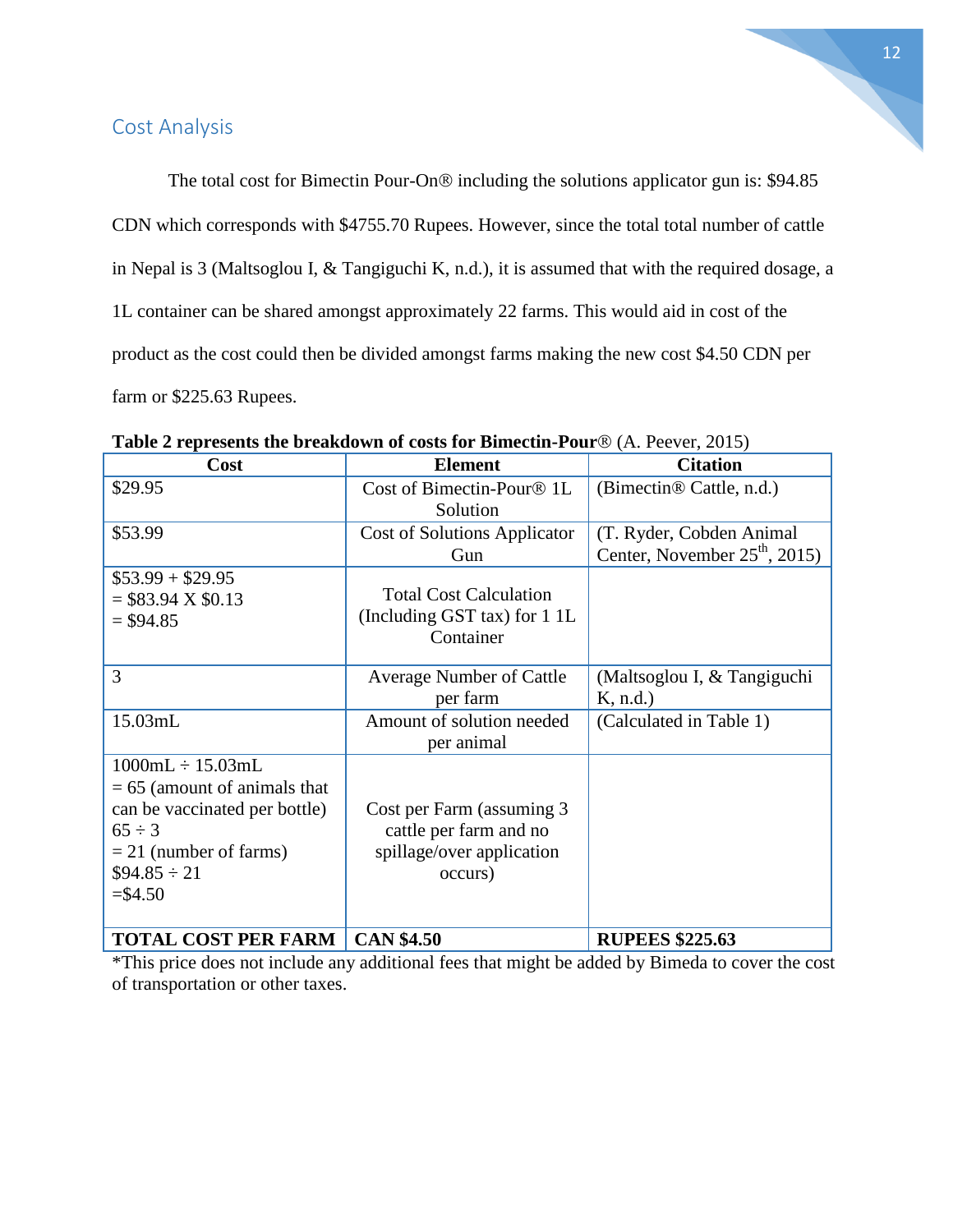## Cost Analysis

The total cost for Bimectin Pour-On® including the solutions applicator gun is: $94.85 CDN which corresponds with $4755.70 Rupees. However, since the total total number of cattle in Nepal is 3 (Maltsoglou I, & Tangiguchi K, n.d.), it is assumed that with the required dosage, a 1L container can be shared amongst approximately 22 farms. This would aid in cost of the product as the cost could then be divided amongst farms making the new cost $4.50 CDN per farm or $225.63 Rupees.

**Table 2 represents the breakdown of costs for Bimectin-Pour**® (A. Peever, 2015)

| Cost | Element | Citation |
|---|---|---|
| $29.95 | Cost of Bimectin-Pour® 1L Solution | (Bimectin® Cattle, n.d.) |
| $53.99 | Cost of Solutions Applicator Gun | (T. Ryder, Cobden Animal Center, November 25th, 2015) |
| $53.99 + $29.95<br>= $83.94 X $0.13<br>= $94.85 | Total Cost Calculation (Including GST tax) for 1 1L Container | |
| 3 | Average Number of Cattle per farm | (Maltsoglou I, & Tangiguchi K, n.d.) |
| 15.03mL | Amount of solution needed per animal | (Calculated in Table 1) |
| 1000mL ÷ 15.03mL<br>= 65 (amount of animals that can be vaccinated per bottle)<br>65 ÷ 3<br>= 21 (number of farms)<br>$94.85 ÷ 21<br>=$4.50 | Cost per Farm (assuming 3 cattle per farm and no spillage/over application occurs) | |
| **TOTAL COST PER FARM** | **CAN $4.50** | **RUPEES $225.63** |

*This price does not include any additional fees that might be added by Bimeda to cover the cost of transportation or other taxes.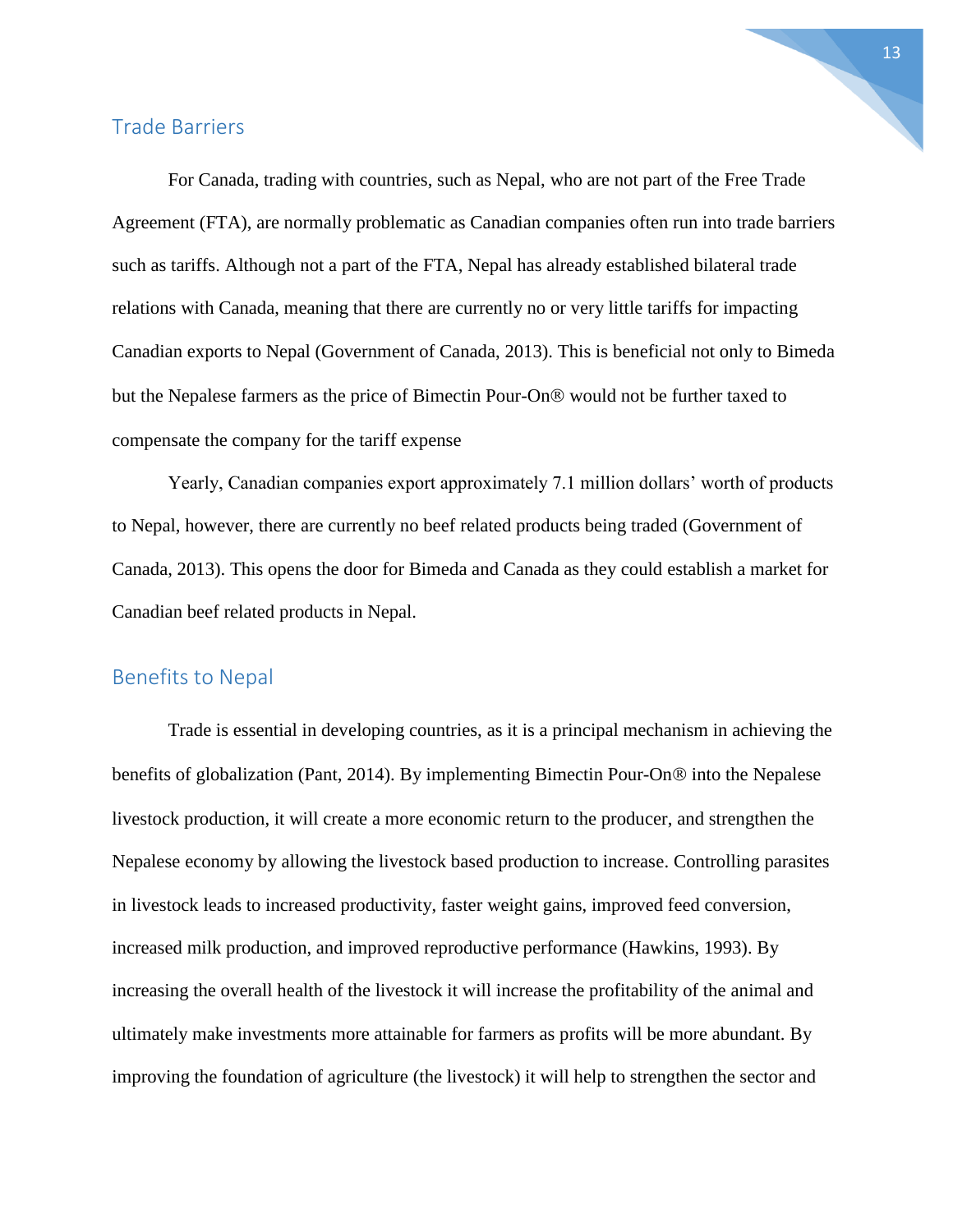## Trade Barriers

For Canada, trading with countries, such as Nepal, who are not part of the Free Trade Agreement (FTA), are normally problematic as Canadian companies often run into trade barriers such as tariffs. Although not a part of the FTA, Nepal has already established bilateral trade relations with Canada, meaning that there are currently no or very little tariffs for impacting Canadian exports to Nepal (Government of Canada, 2013). This is beneficial not only to Bimeda but the Nepalese farmers as the price of Bimectin Pour-On® would not be further taxed to compensate the company for the tariff expense

Yearly, Canadian companies export approximately 7.1 million dollars' worth of products to Nepal, however, there are currently no beef related products being traded (Government of Canada, 2013). This opens the door for Bimeda and Canada as they could establish a market for Canadian beef related products in Nepal.

## Benefits to Nepal

Trade is essential in developing countries, as it is a principal mechanism in achieving the benefits of globalization (Pant, 2014). By implementing Bimectin Pour-On® into the Nepalese livestock production, it will create a more economic return to the producer, and strengthen the Nepalese economy by allowing the livestock based production to increase. Controlling parasites in livestock leads to increased productivity, faster weight gains, improved feed conversion, increased milk production, and improved reproductive performance (Hawkins, 1993). By increasing the overall health of the livestock it will increase the profitability of the animal and ultimately make investments more attainable for farmers as profits will be more abundant. By improving the foundation of agriculture (the livestock) it will help to strengthen the sector and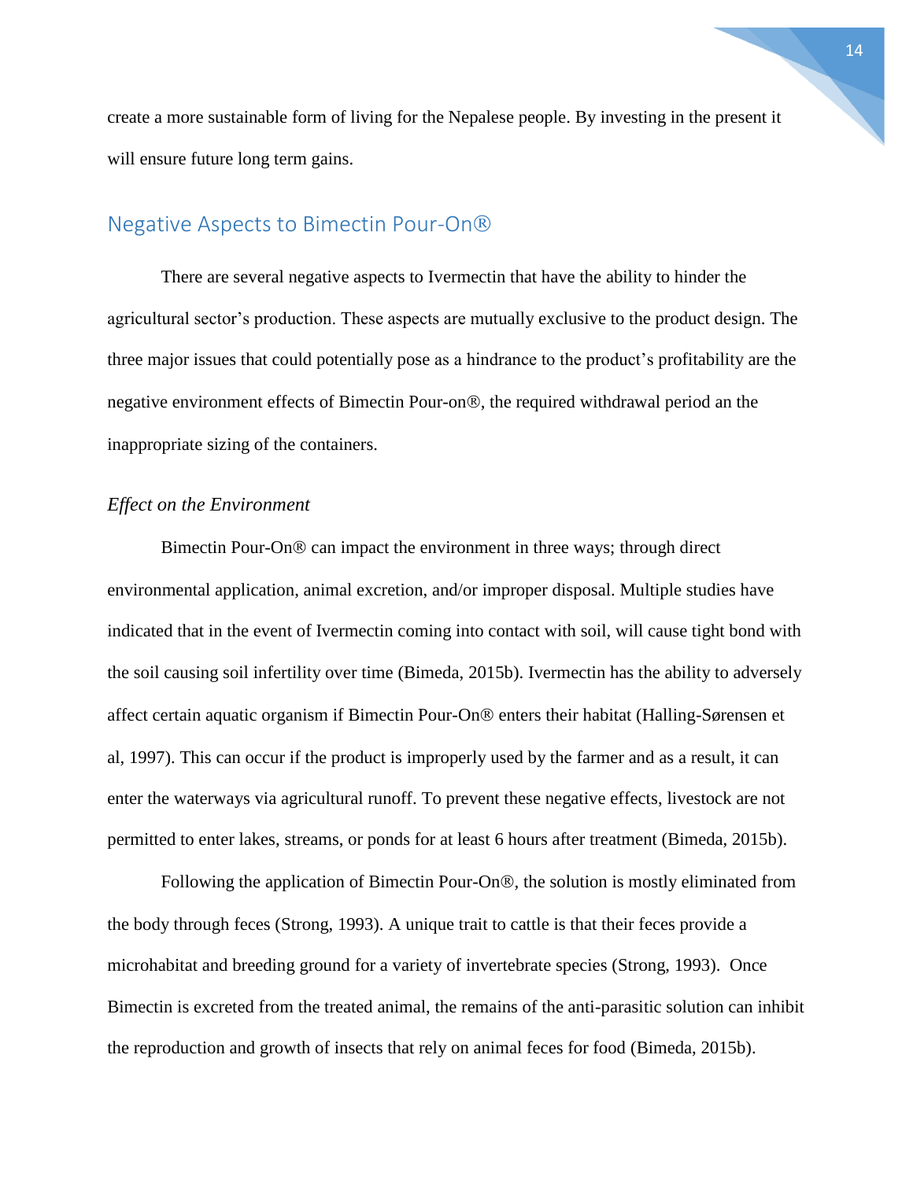create a more sustainable form of living for the Nepalese people. By investing in the present it will ensure future long term gains.

## Negative Aspects to Bimectin Pour-On®

There are several negative aspects to Ivermectin that have the ability to hinder the agricultural sector's production. These aspects are mutually exclusive to the product design. The three major issues that could potentially pose as a hindrance to the product's profitability are the negative environment effects of Bimectin Pour-on®, the required withdrawal period an the inappropriate sizing of the containers.

### *Effect on the Environment*

Bimectin Pour-On® can impact the environment in three ways; through direct environmental application, animal excretion, and/or improper disposal. Multiple studies have indicated that in the event of Ivermectin coming into contact with soil, will cause tight bond with the soil causing soil infertility over time (Bimeda, 2015b). Ivermectin has the ability to adversely affect certain aquatic organism if Bimectin Pour-On® enters their habitat (Halling-Sørensen et al, 1997). This can occur if the product is improperly used by the farmer and as a result, it can enter the waterways via agricultural runoff. To prevent these negative effects, livestock are not permitted to enter lakes, streams, or ponds for at least 6 hours after treatment (Bimeda, 2015b).

Following the application of Bimectin Pour-On®, the solution is mostly eliminated from the body through feces (Strong, 1993). A unique trait to cattle is that their feces provide a microhabitat and breeding ground for a variety of invertebrate species (Strong, 1993). Once Bimectin is excreted from the treated animal, the remains of the anti-parasitic solution can inhibit the reproduction and growth of insects that rely on animal feces for food (Bimeda, 2015b).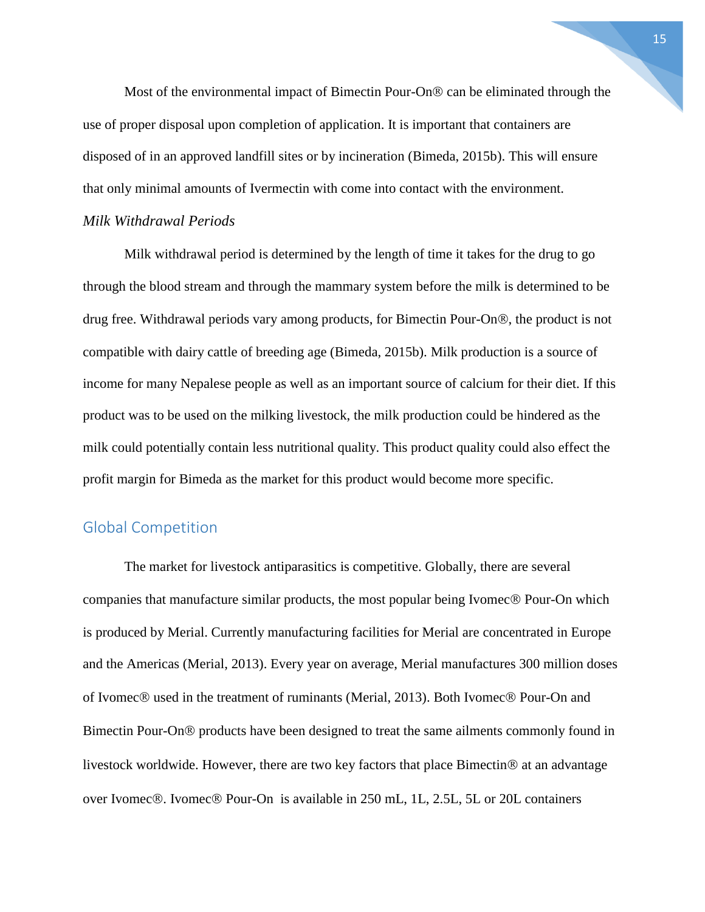Most of the environmental impact of Bimectin Pour-On® can be eliminated through the use of proper disposal upon completion of application. It is important that containers are disposed of in an approved landfill sites or by incineration (Bimeda, 2015b). This will ensure that only minimal amounts of Ivermectin with come into contact with the environment.

### *Milk Withdrawal Periods*

Milk withdrawal period is determined by the length of time it takes for the drug to go through the blood stream and through the mammary system before the milk is determined to be drug free. Withdrawal periods vary among products, for Bimectin Pour-On®, the product is not compatible with dairy cattle of breeding age (Bimeda, 2015b). Milk production is a source of income for many Nepalese people as well as an important source of calcium for their diet. If this product was to be used on the milking livestock, the milk production could be hindered as the milk could potentially contain less nutritional quality. This product quality could also effect the profit margin for Bimeda as the market for this product would become more specific.

## Global Competition

The market for livestock antiparasitics is competitive. Globally, there are several companies that manufacture similar products, the most popular being Ivomec® Pour-On which is produced by Merial. Currently manufacturing facilities for Merial are concentrated in Europe and the Americas (Merial, 2013). Every year on average, Merial manufactures 300 million doses of Ivomec® used in the treatment of ruminants (Merial, 2013). Both Ivomec® Pour-On and Bimectin Pour-On® products have been designed to treat the same ailments commonly found in livestock worldwide. However, there are two key factors that place Bimectin® at an advantage over Ivomec®. Ivomec® Pour-On is available in 250 mL, 1L, 2.5L, 5L or 20L containers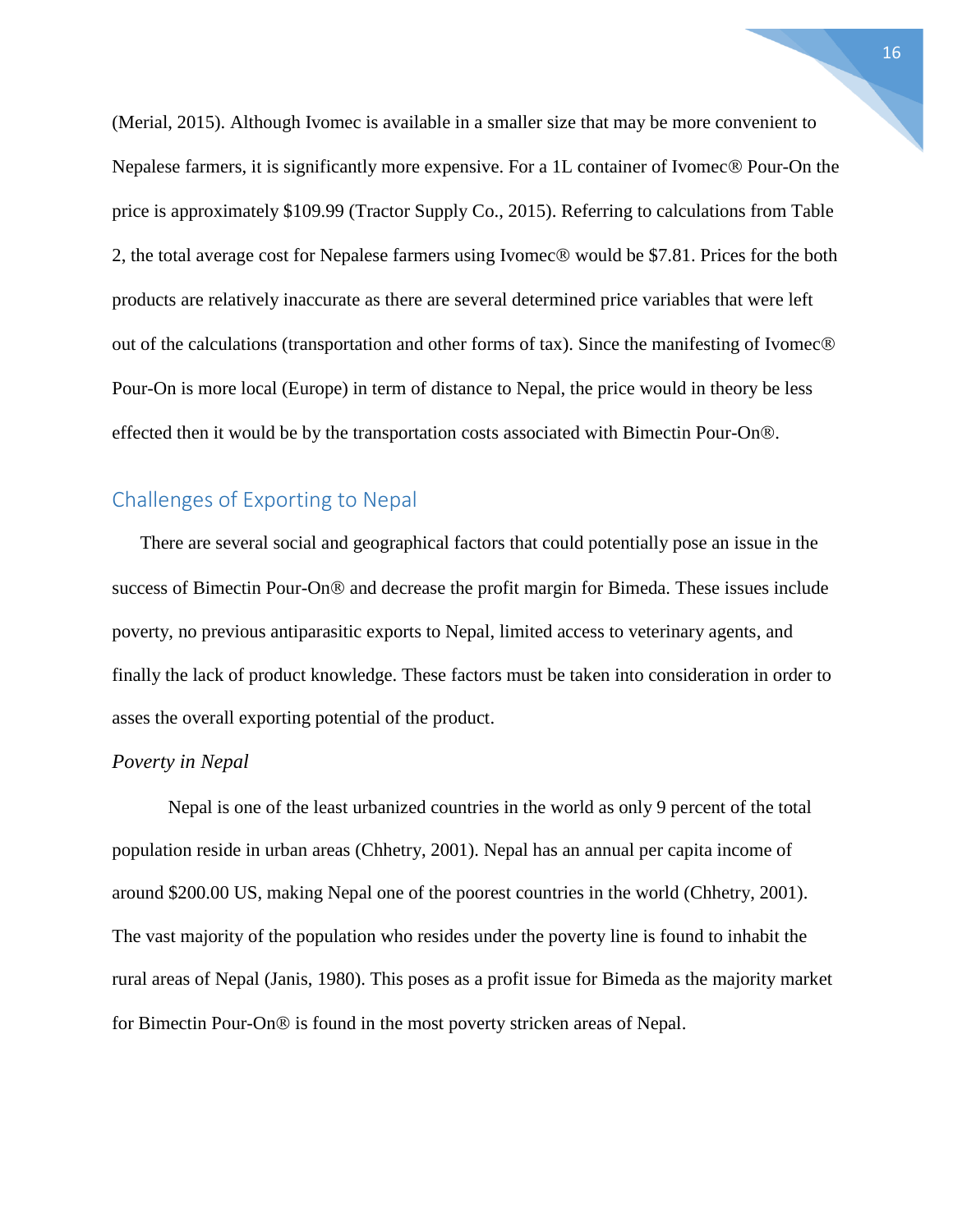(Merial, 2015). Although Ivomec is available in a smaller size that may be more convenient to Nepalese farmers, it is significantly more expensive. For a 1L container of Ivomec® Pour-On the price is approximately $109.99 (Tractor Supply Co., 2015). Referring to calculations from Table 2, the total average cost for Nepalese farmers using Ivomec® would be $7.81. Prices for the both products are relatively inaccurate as there are several determined price variables that were left out of the calculations (transportation and other forms of tax). Since the manifesting of Ivomec® Pour-On is more local (Europe) in term of distance to Nepal, the price would in theory be less effected then it would be by the transportation costs associated with Bimectin Pour-On®.

## Challenges of Exporting to Nepal

There are several social and geographical factors that could potentially pose an issue in the success of Bimectin Pour-On® and decrease the profit margin for Bimeda. These issues include poverty, no previous antiparasitic exports to Nepal, limited access to veterinary agents, and finally the lack of product knowledge. These factors must be taken into consideration in order to asses the overall exporting potential of the product.

### *Poverty in Nepal*

Nepal is one of the least urbanized countries in the world as only 9 percent of the total population reside in urban areas (Chhetry, 2001). Nepal has an annual per capita income of around $200.00 US, making Nepal one of the poorest countries in the world (Chhetry, 2001). The vast majority of the population who resides under the poverty line is found to inhabit the rural areas of Nepal (Janis, 1980). This poses as a profit issue for Bimeda as the majority market for Bimectin Pour-On® is found in the most poverty stricken areas of Nepal.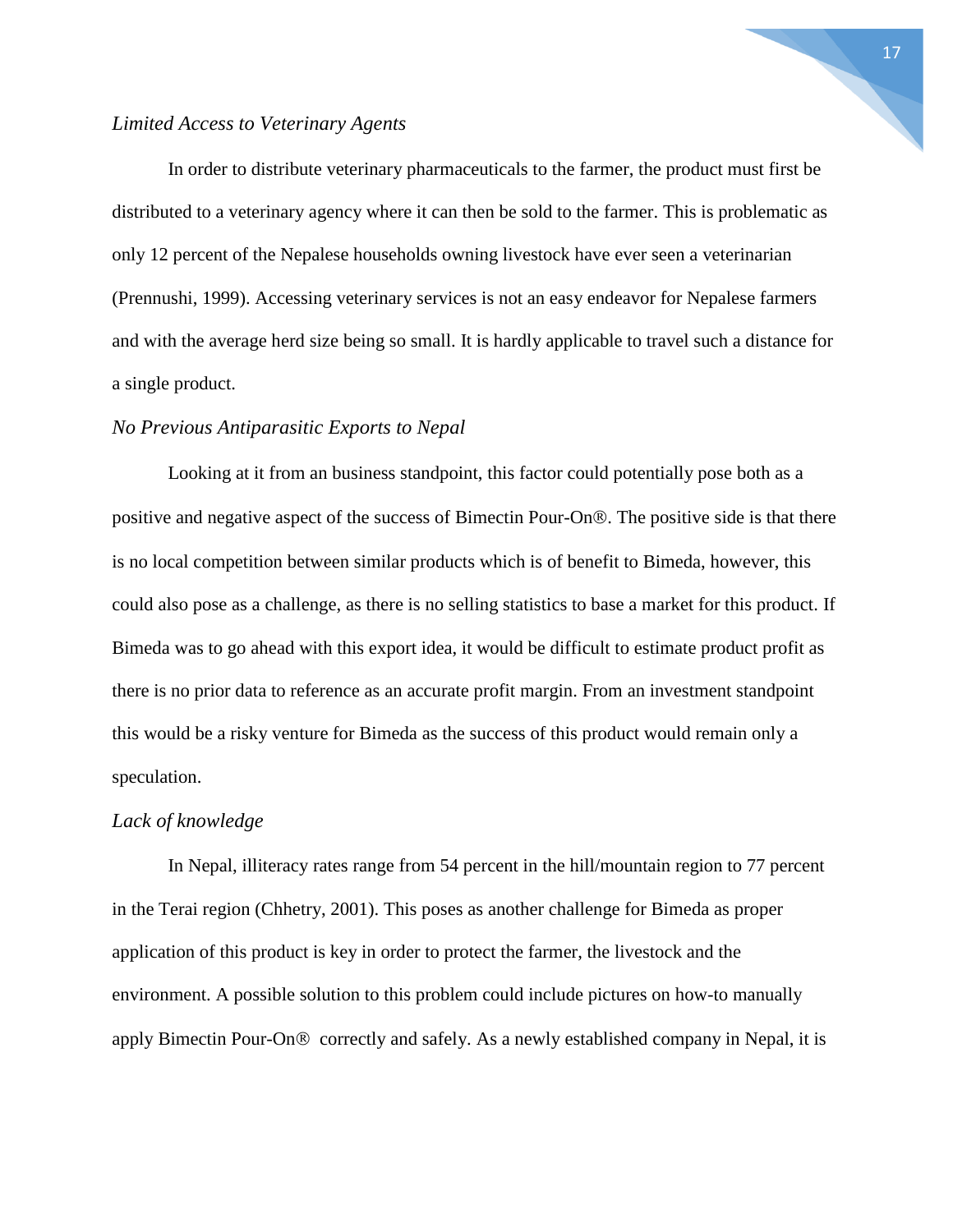*Limited Access to Veterinary Agents*

In order to distribute veterinary pharmaceuticals to the farmer, the product must first be distributed to a veterinary agency where it can then be sold to the farmer. This is problematic as only 12 percent of the Nepalese households owning livestock have ever seen a veterinarian (Prennushi, 1999). Accessing veterinary services is not an easy endeavor for Nepalese farmers and with the average herd size being so small. It is hardly applicable to travel such a distance for a single product.

*No Previous Antiparasitic Exports to Nepal*

Looking at it from an business standpoint, this factor could potentially pose both as a positive and negative aspect of the success of Bimectin Pour-On®. The positive side is that there is no local competition between similar products which is of benefit to Bimeda, however, this could also pose as a challenge, as there is no selling statistics to base a market for this product. If Bimeda was to go ahead with this export idea, it would be difficult to estimate product profit as there is no prior data to reference as an accurate profit margin. From an investment standpoint this would be a risky venture for Bimeda as the success of this product would remain only a speculation.

*Lack of knowledge*

In Nepal, illiteracy rates range from 54 percent in the hill/mountain region to 77 percent in the Terai region (Chhetry, 2001). This poses as another challenge for Bimeda as proper application of this product is key in order to protect the farmer, the livestock and the environment. A possible solution to this problem could include pictures on how-to manually apply Bimectin Pour-On® correctly and safely. As a newly established company in Nepal, it is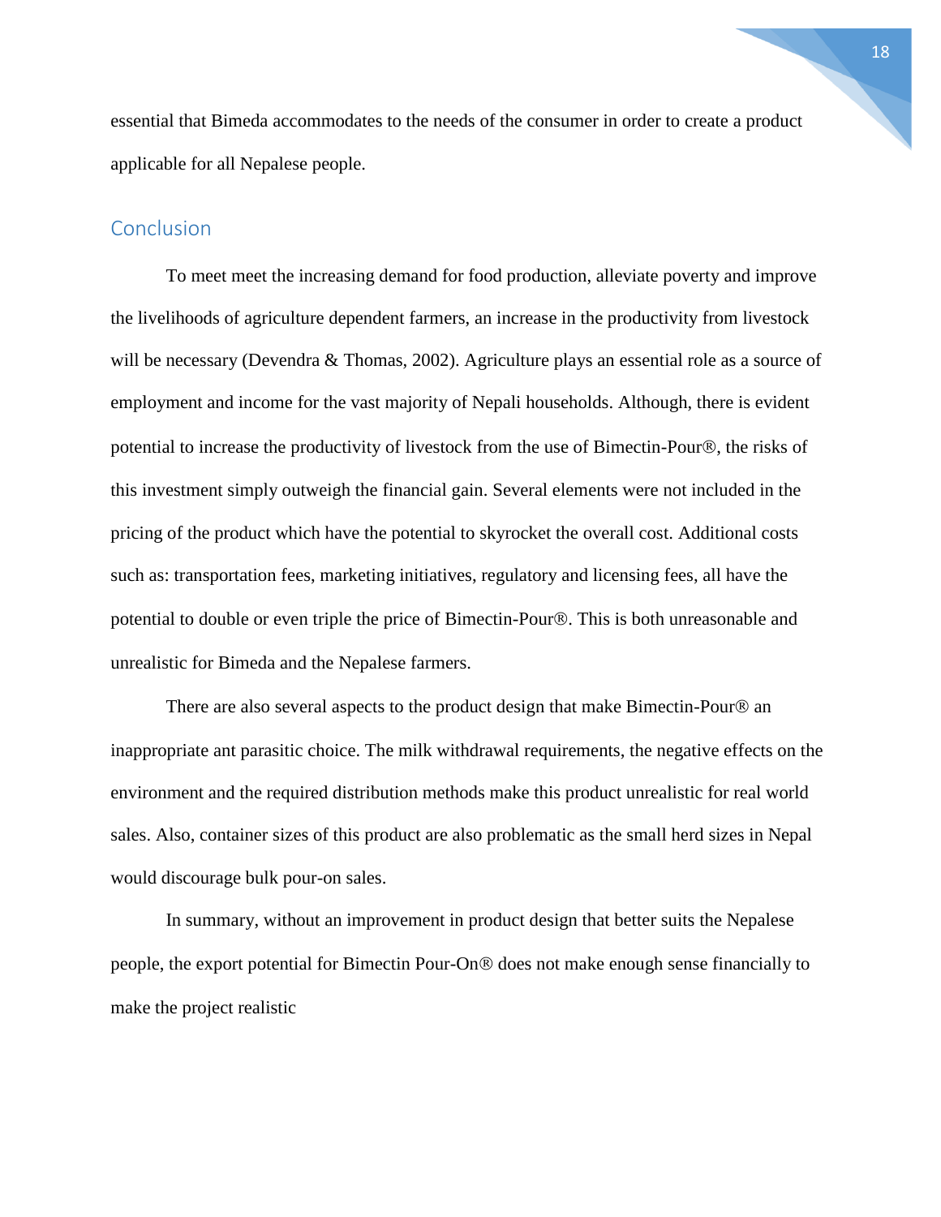essential that Bimeda accommodates to the needs of the consumer in order to create a product applicable for all Nepalese people.

## Conclusion

To meet meet the increasing demand for food production, alleviate poverty and improve the livelihoods of agriculture dependent farmers, an increase in the productivity from livestock will be necessary (Devendra & Thomas, 2002). Agriculture plays an essential role as a source of employment and income for the vast majority of Nepali households. Although, there is evident potential to increase the productivity of livestock from the use of Bimectin-Pour®, the risks of this investment simply outweigh the financial gain. Several elements were not included in the pricing of the product which have the potential to skyrocket the overall cost. Additional costs such as: transportation fees, marketing initiatives, regulatory and licensing fees, all have the potential to double or even triple the price of Bimectin-Pour®. This is both unreasonable and unrealistic for Bimeda and the Nepalese farmers.

There are also several aspects to the product design that make Bimectin-Pour® an inappropriate ant parasitic choice. The milk withdrawal requirements, the negative effects on the environment and the required distribution methods make this product unrealistic for real world sales. Also, container sizes of this product are also problematic as the small herd sizes in Nepal would discourage bulk pour-on sales.

In summary, without an improvement in product design that better suits the Nepalese people, the export potential for Bimectin Pour-On® does not make enough sense financially to make the project realistic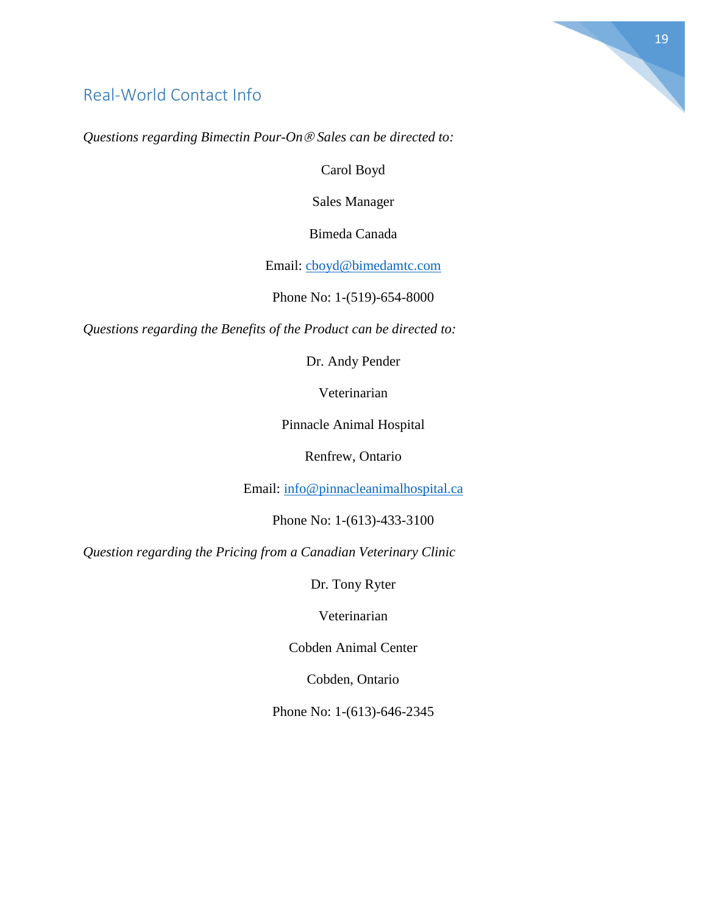## Real-World Contact Info

*Questions regarding Bimectin Pour-On® Sales can be directed to:*

Carol Boyd

Sales Manager

Bimeda Canada

Email: cboyd@bimedamtc.com

Phone No: 1-(519)-654-8000

*Questions regarding the Benefits of the Product can be directed to:*

Dr. Andy Pender

Veterinarian

Pinnacle Animal Hospital

Renfrew, Ontario

Email: info@pinnacleanimalhospital.ca

Phone No: 1-(613)-433-3100

*Question regarding the Pricing from a Canadian Veterinary Clinic*

Dr. Tony Ryter

Veterinarian

Cobden Animal Center

Cobden, Ontario

Phone No: 1-(613)-646-2345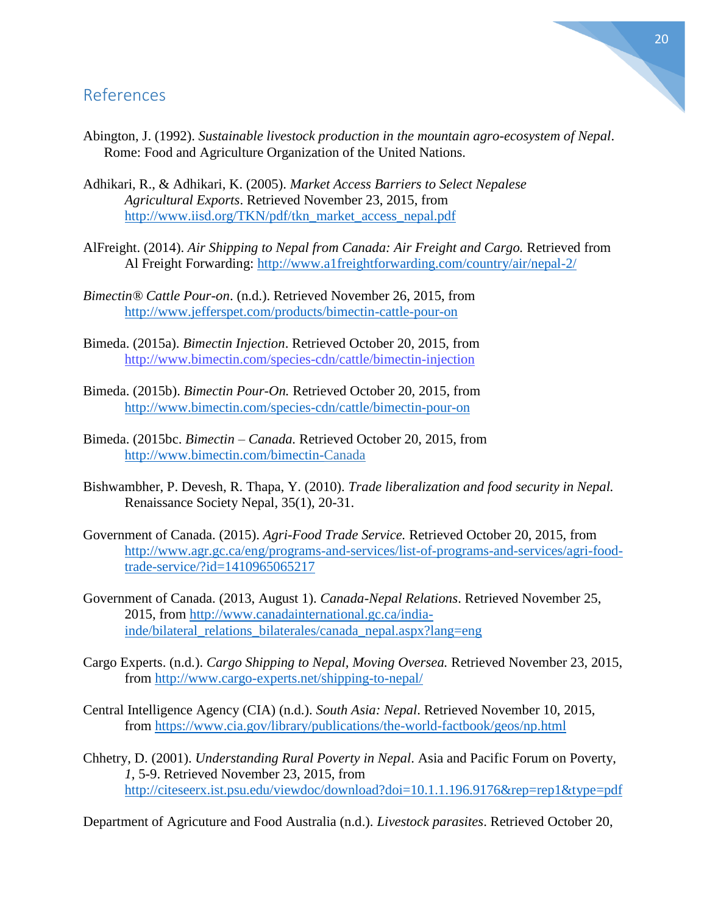## References

Abington, J. (1992). *Sustainable livestock production in the mountain agro-ecosystem of Nepal*. Rome: Food and Agriculture Organization of the United Nations.

Adhikari, R., & Adhikari, K. (2005). *Market Access Barriers to Select Nepalese Agricultural Exports*. Retrieved November 23, 2015, from http://www.iisd.org/TKN/pdf/tkn_market_access_nepal.pdf

AlFreight. (2014). *Air Shipping to Nepal from Canada: Air Freight and Cargo.* Retrieved from Al Freight Forwarding: http://www.a1freightforwarding.com/country/air/nepal-2/

*Bimectin® Cattle Pour-on*. (n.d.). Retrieved November 26, 2015, from http://www.jefferspet.com/products/bimectin-cattle-pour-on

Bimeda. (2015a). *Bimectin Injection*. Retrieved October 20, 2015, from http://www.bimectin.com/species-cdn/cattle/bimectin-injection

Bimeda. (2015b). *Bimectin Pour-On.* Retrieved October 20, 2015, from http://www.bimectin.com/species-cdn/cattle/bimectin-pour-on

Bimeda. (2015bc. *Bimectin – Canada.* Retrieved October 20, 2015, from http://www.bimectin.com/bimectin-Canada

Bishwambher, P. Devesh, R. Thapa, Y. (2010). *Trade liberalization and food security in Nepal.* Renaissance Society Nepal, 35(1), 20-31.

Government of Canada. (2015). *Agri-Food Trade Service.* Retrieved October 20, 2015, from http://www.agr.gc.ca/eng/programs-and-services/list-of-programs-and-services/agri-food-trade-service/?id=1410965065217

Government of Canada. (2013, August 1). *Canada-Nepal Relations*. Retrieved November 25, 2015, from http://www.canadainternational.gc.ca/india-inde/bilateral_relations_bilaterales/canada_nepal.aspx?lang=eng

Cargo Experts. (n.d.). *Cargo Shipping to Nepal, Moving Oversea.* Retrieved November 23, 2015, from http://www.cargo-experts.net/shipping-to-nepal/

Central Intelligence Agency (CIA) (n.d.). *South Asia: Nepal*. Retrieved November 10, 2015, from https://www.cia.gov/library/publications/the-world-factbook/geos/np.html

Chhetry, D. (2001). *Understanding Rural Poverty in Nepal.* Asia and Pacific Forum on Poverty, *1*, 5-9. Retrieved November 23, 2015, from http://citeseerx.ist.psu.edu/viewdoc/download?doi=10.1.1.196.9176&rep=rep1&type=pdf

Department of Agricuture and Food Australia (n.d.). *Livestock parasites*. Retrieved October 20,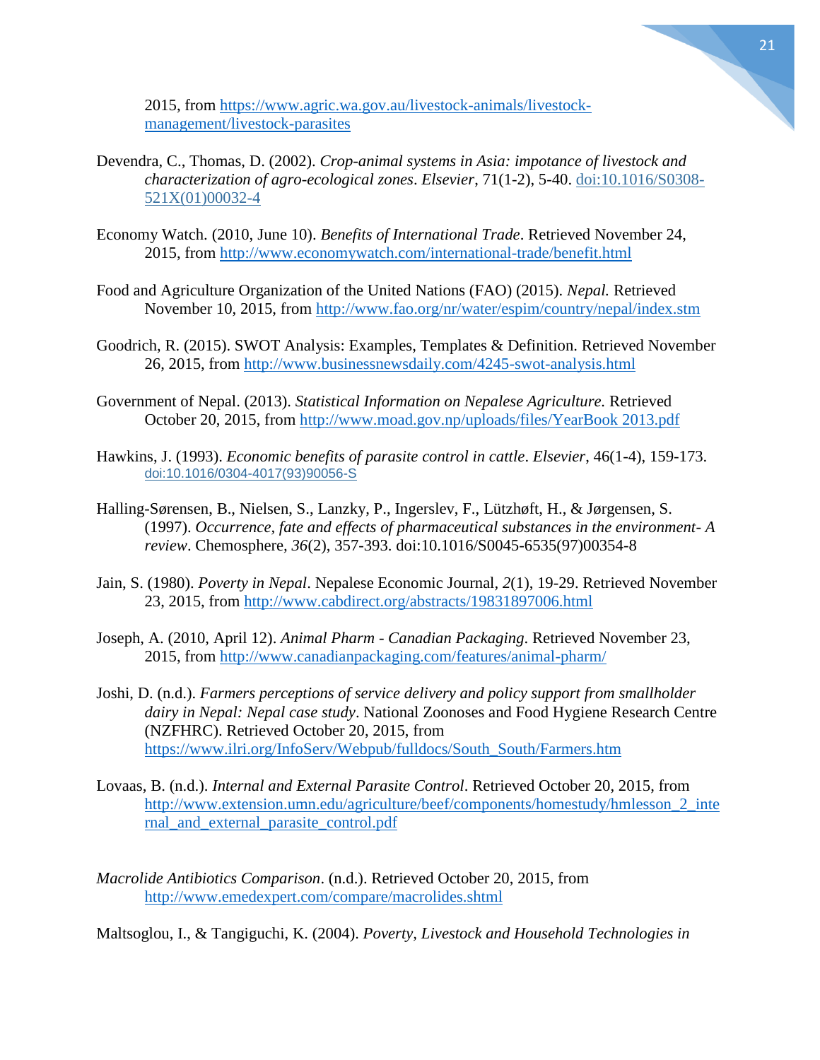2015, from https://www.agric.wa.gov.au/livestock-animals/livestock-management/livestock-parasites

Devendra, C., Thomas, D. (2002). *Crop-animal systems in Asia: impotance of livestock and characterization of agro-ecological zones*. *Elsevier*, 71(1-2), 5-40. doi:10.1016/S0308-521X(01)00032-4

Economy Watch. (2010, June 10). *Benefits of International Trade*. Retrieved November 24, 2015, from http://www.economywatch.com/international-trade/benefit.html

Food and Agriculture Organization of the United Nations (FAO) (2015). *Nepal.* Retrieved November 10, 2015, from http://www.fao.org/nr/water/espim/country/nepal/index.stm

Goodrich, R. (2015). SWOT Analysis: Examples, Templates & Definition. Retrieved November 26, 2015, from http://www.businessnewsdaily.com/4245-swot-analysis.html

Government of Nepal. (2013). *Statistical Information on Nepalese Agriculture.* Retrieved October 20, 2015, from http://www.moad.gov.np/uploads/files/YearBook 2013.pdf

Hawkins, J. (1993). *Economic benefits of parasite control in cattle*. *Elsevier*, 46(1-4), 159-173. doi:10.1016/0304-4017(93)90056-S

Halling-Sørensen, B., Nielsen, S., Lanzky, P., Ingerslev, F., Lützhøft, H., & Jørgensen, S. (1997). *Occurrence, fate and effects of pharmaceutical substances in the environment- A review*. Chemosphere, *36*(2), 357-393. doi:10.1016/S0045-6535(97)00354-8

Jain, S. (1980). *Poverty in Nepal*. Nepalese Economic Journal, *2*(1), 19-29. Retrieved November 23, 2015, from http://www.cabdirect.org/abstracts/19831897006.html

Joseph, A. (2010, April 12). *Animal Pharm - Canadian Packaging.* Retrieved November 23, 2015, from http://www.canadianpackaging.com/features/animal-pharm/

Joshi, D. (n.d.). *Farmers perceptions of service delivery and policy support from smallholder dairy in Nepal: Nepal case study*. National Zoonoses and Food Hygiene Research Centre (NZFHRC). Retrieved October 20, 2015, from https://www.ilri.org/InfoServ/Webpub/fulldocs/South_South/Farmers.htm

Lovaas, B. (n.d.). *Internal and External Parasite Control*. Retrieved October 20, 2015, from http://www.extension.umn.edu/agriculture/beef/components/homestudy/hmlesson_2_internal_and_external_parasite_control.pdf

*Macrolide Antibiotics Comparison*. (n.d.). Retrieved October 20, 2015, from http://www.emedexpert.com/compare/macrolides.shtml

Maltsoglou, I., & Tangiguchi, K. (2004). *Poverty, Livestock and Household Technologies in*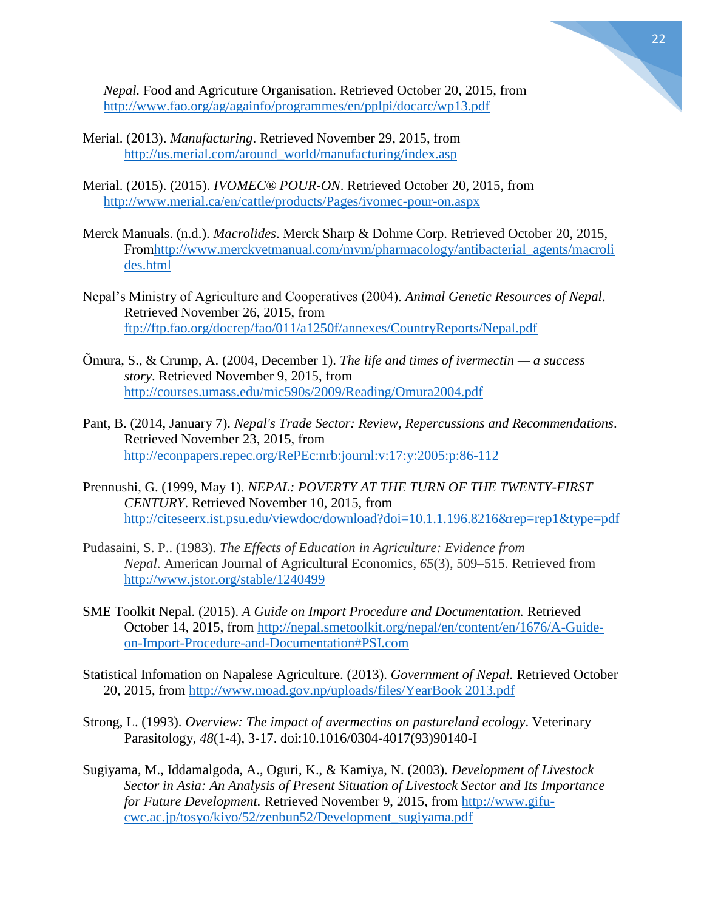*Nepal.* Food and Agricuture Organisation. Retrieved October 20, 2015, from http://www.fao.org/ag/againfo/programmes/en/pplpi/docarc/wp13.pdf

Merial. (2013). *Manufacturing*. Retrieved November 29, 2015, from http://us.merial.com/around_world/manufacturing/index.asp

Merial. (2015). (2015). *IVOMEC® POUR-ON*. Retrieved October 20, 2015, from http://www.merial.ca/en/cattle/products/Pages/ivomec-pour-on.aspx

Merck Manuals. (n.d.). *Macrolides*. Merck Sharp & Dohme Corp. Retrieved October 20, 2015, Fromhttp://www.merckvetmanual.com/mvm/pharmacology/antibacterial_agents/macrolides.html

Nepal's Ministry of Agriculture and Cooperatives (2004). *Animal Genetic Resources of Nepal*. Retrieved November 26, 2015, from ftp://ftp.fao.org/docrep/fao/011/a1250f/annexes/CountryReports/Nepal.pdf

Õmura, S., & Crump, A. (2004, December 1). *The life and times of ivermectin — a success story*. Retrieved November 9, 2015, from http://courses.umass.edu/mic590s/2009/Reading/Omura2004.pdf

Pant, B. (2014, January 7). *Nepal's Trade Sector: Review, Repercussions and Recommendations*. Retrieved November 23, 2015, from http://econpapers.repec.org/RePEc:nrb:journl:v:17:y:2005:p:86-112

Prennushi, G. (1999, May 1). *NEPAL: POVERTY AT THE TURN OF THE TWENTY-FIRST CENTURY*. Retrieved November 10, 2015, from http://citeseerx.ist.psu.edu/viewdoc/download?doi=10.1.1.196.8216&rep=rep1&type=pdf

Pudasaini, S. P.. (1983). *The Effects of Education in Agriculture: Evidence from Nepal*. American Journal of Agricultural Economics, *65*(3), 509–515. Retrieved from http://www.jstor.org/stable/1240499

SME Toolkit Nepal. (2015). *A Guide on Import Procedure and Documentation.* Retrieved October 14, 2015, from http://nepal.smetoolkit.org/nepal/en/content/en/1676/A-Guide-on-Import-Procedure-and-Documentation#PSI.com

Statistical Infomation on Napalese Agriculture. (2013). *Government of Nepal.* Retrieved October 20, 2015, from http://www.moad.gov.np/uploads/files/YearBook 2013.pdf

Strong, L. (1993). *Overview: The impact of avermectins on pastureland ecology*. Veterinary Parasitology, *48*(1-4), 3-17. doi:10.1016/0304-4017(93)90140-I

Sugiyama, M., Iddamalgoda, A., Oguri, K., & Kamiya, N. (2003). *Development of Livestock Sector in Asia: An Analysis of Present Situation of Livestock Sector and Its Importance for Future Development.* Retrieved November 9, 2015, from http://www.gifu-cwc.ac.jp/tosyo/kiyo/52/zenbun52/Development_sugiyama.pdf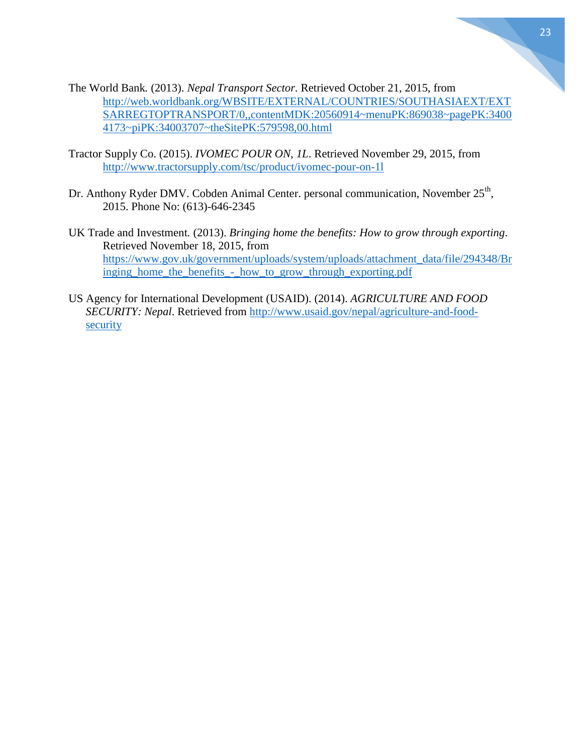The World Bank. (2013). *Nepal Transport Sector.* Retrieved October 21, 2015, from http://web.worldbank.org/WBSITE/EXTERNAL/COUNTRIES/SOUTHASIAEXT/EXTSARREGTOPTRANSPORT/0,,contentMDK:20560914~menuPK:869038~pagePK:34004173~piPK:34003707~theSitePK:579598,00.html

Tractor Supply Co. (2015). *IVOMEC POUR ON, 1L*. Retrieved November 29, 2015, from http://www.tractorsupply.com/tsc/product/ivomec-pour-on-1l

Dr. Anthony Ryder DMV. Cobden Animal Center. personal communication, November 25th, 2015. Phone No: (613)-646-2345

UK Trade and Investment. (2013). *Bringing home the benefits: How to grow through exporting*. Retrieved November 18, 2015, from https://www.gov.uk/government/uploads/system/uploads/attachment_data/file/294348/Bringing_home_the_benefits_-_how_to_grow_through_exporting.pdf

US Agency for International Development (USAID). (2014). *AGRICULTURE AND FOOD SECURITY: Nepal*. Retrieved from http://www.usaid.gov/nepal/agriculture-and-food-security